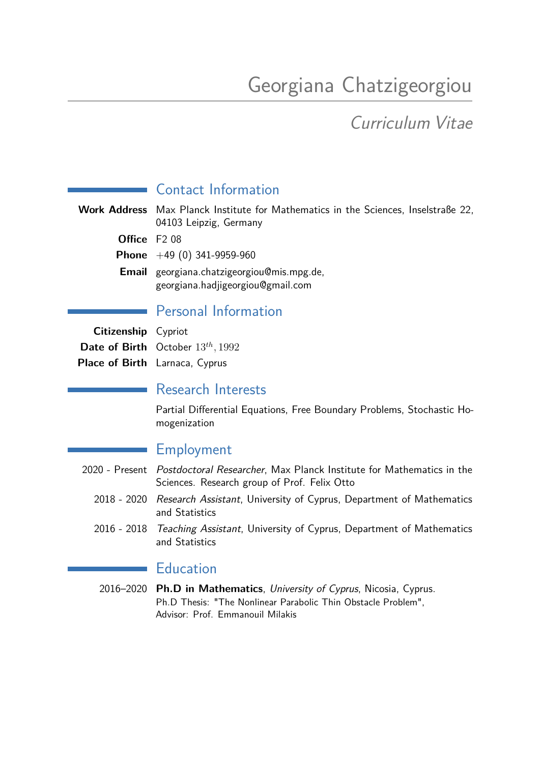# Georgiana Chatzigeorgiou

*Curriculum Vitae*

## Contact Information

**Work Address** Max Planck Institute for Mathematics in the Sciences, Inselstraße 22, 04103 Leipzig, Germany

**Office** F2 08

**Phone** +49 (0) 341-9959-960

**Email** georgiana.chatzigeorgiou@mis.mpg.de, georgiana.hadjigeorgiou@gmail.com

## Personal Information

**Citizenship** Cypriot

**Date of Birth** October $13^{th}, 1992$

**Place of Birth** Larnaca, Cyprus

## Research Interests

Partial Differential Equations, Free Boundary Problems, Stochastic Homogenization

## Employment

2020 - Present *Postdoctoral Researcher*, Max Planck Institute for Mathematics in the Sciences. Research group of Prof. Felix Otto

2018 - 2020 *Research Assistant*, University of Cyprus, Department of Mathematics and Statistics

2016 - 2018 *Teaching Assistant*, University of Cyprus, Department of Mathematics and Statistics

## Education

2016–2020 **Ph.D in Mathematics**, *University of Cyprus*, Nicosia, Cyprus.
Ph.D Thesis: "The Nonlinear Parabolic Thin Obstacle Problem",
Advisor: Prof. Emmanouil Milakis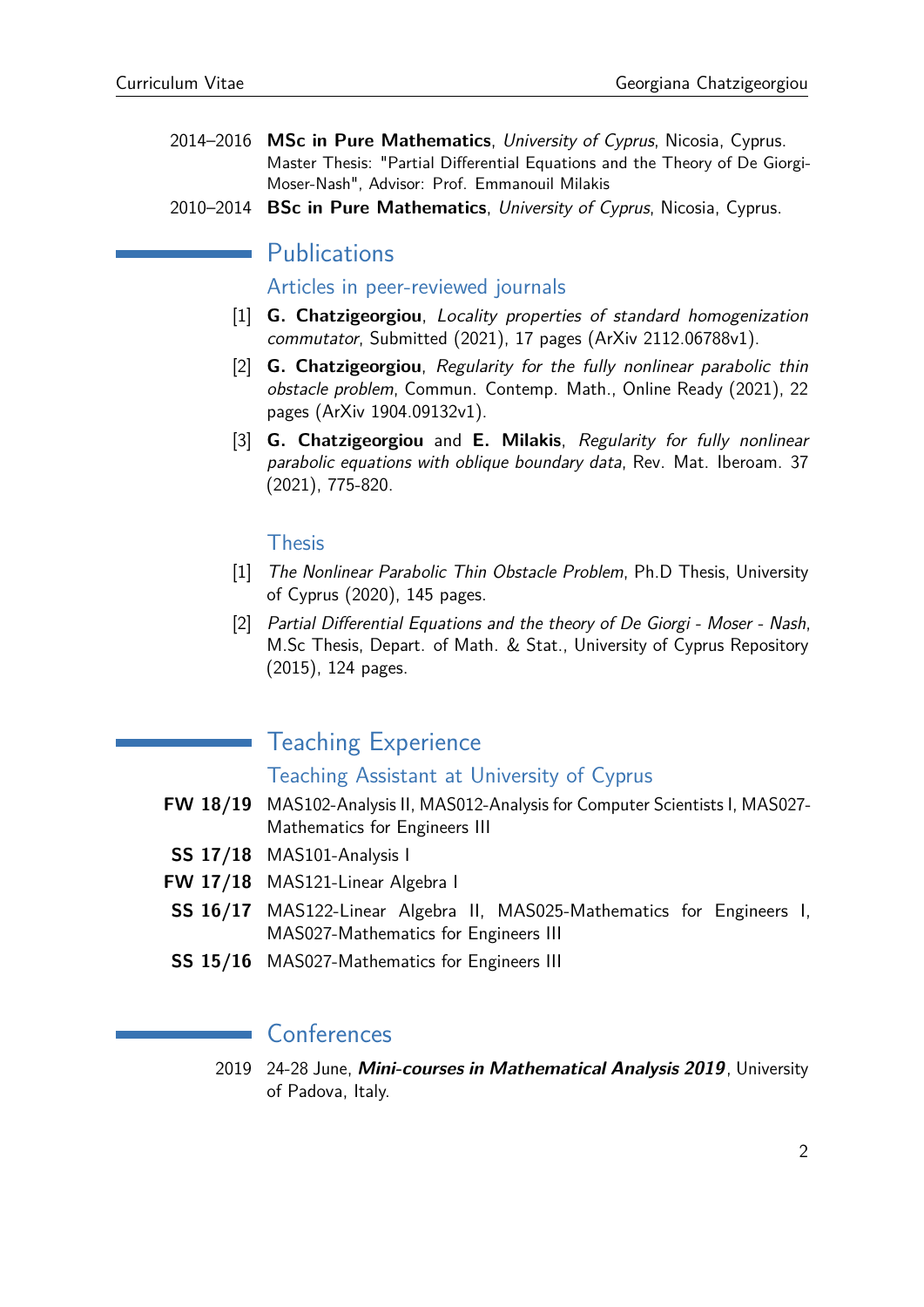- 2014–2016 **MSc in Pure Mathematics**, *University of Cyprus*, Nicosia, Cyprus.
  Master Thesis: "Partial Differential Equations and the Theory of De Giorgi-Moser-Nash", Advisor: Prof. Emmanouil Milakis
- 2010–2014 **BSc in Pure Mathematics**, *University of Cyprus*, Nicosia, Cyprus.

## Publications

### Articles in peer-reviewed journals

[1] **G. Chatzigeorgiou**, *Locality properties of standard homogenization commutator*, Submitted (2021), 17 pages (ArXiv 2112.06788v1).

[2] **G. Chatzigeorgiou**, *Regularity for the fully nonlinear parabolic thin obstacle problem*, Commun. Contemp. Math., Online Ready (2021), 22 pages (ArXiv 1904.09132v1).

[3] **G. Chatzigeorgiou** and **E. Milakis**, *Regularity for fully nonlinear parabolic equations with oblique boundary data*, Rev. Mat. Iberoam. 37 (2021), 775-820.

### Thesis

[1] *The Nonlinear Parabolic Thin Obstacle Problem*, Ph.D Thesis, University of Cyprus (2020), 145 pages.

[2] *Partial Differential Equations and the theory of De Giorgi - Moser - Nash*, M.Sc Thesis, Depart. of Math. & Stat., University of Cyprus Repository (2015), 124 pages.

## Teaching Experience

### Teaching Assistant at University of Cyprus

- **FW 18/19** MAS102-Analysis II, MAS012-Analysis for Computer Scientists I, MAS027-Mathematics for Engineers III
- **SS 17/18** MAS101-Analysis I
- **FW 17/18** MAS121-Linear Algebra I
- **SS 16/17** MAS122-Linear Algebra II, MAS025-Mathematics for Engineers I, MAS027-Mathematics for Engineers III
- **SS 15/16** MAS027-Mathematics for Engineers III

## Conferences

- 2019 24-28 June, ***Mini-courses in Mathematical Analysis 2019***, University of Padova, Italy.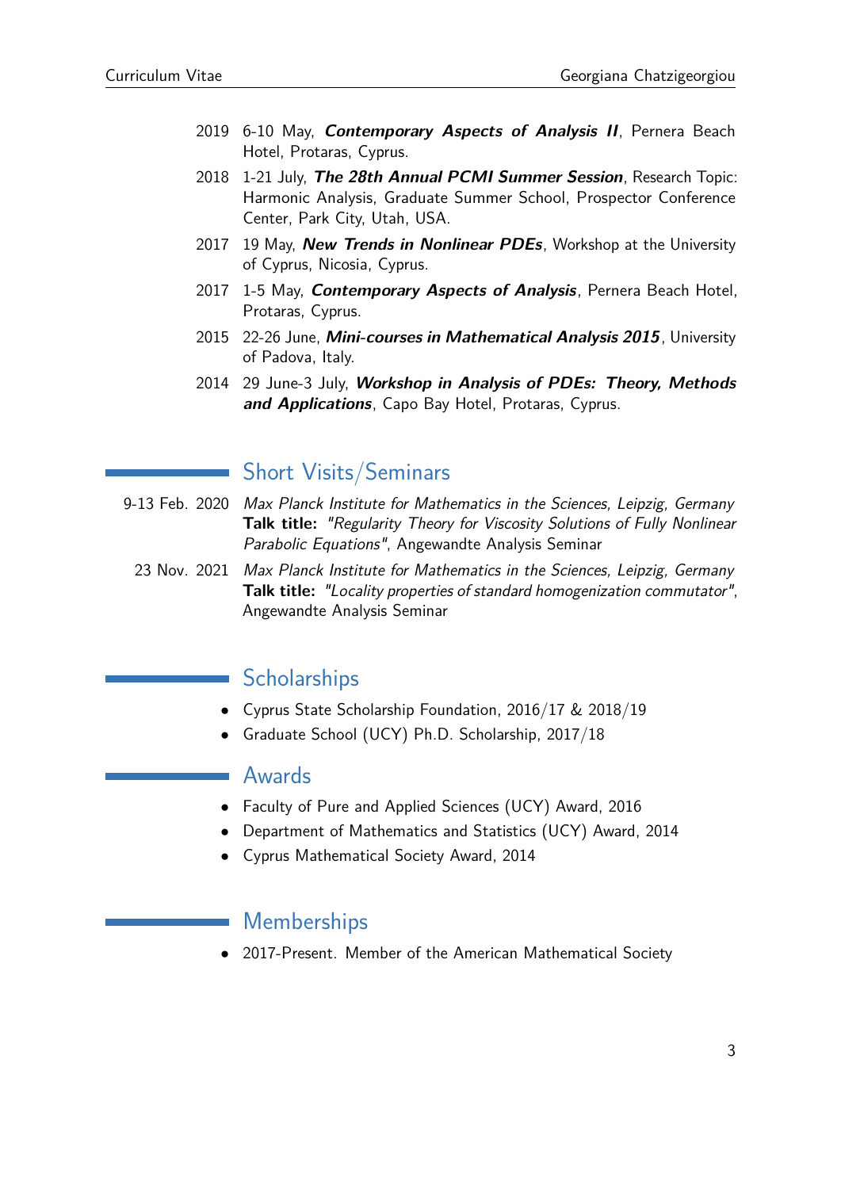- 2019 6-10 May, ***Contemporary Aspects of Analysis II***, Pernera Beach Hotel, Protaras, Cyprus.
- 2018 1-21 July, ***The 28th Annual PCMI Summer Session***, Research Topic: Harmonic Analysis, Graduate Summer School, Prospector Conference Center, Park City, Utah, USA.
- 2017 19 May, ***New Trends in Nonlinear PDEs***, Workshop at the University of Cyprus, Nicosia, Cyprus.
- 2017 1-5 May, ***Contemporary Aspects of Analysis***, Pernera Beach Hotel, Protaras, Cyprus.
- 2015 22-26 June, ***Mini-courses in Mathematical Analysis 2015***, University of Padova, Italy.
- 2014 29 June-3 July, ***Workshop in Analysis of PDEs: Theory, Methods and Applications***, Capo Bay Hotel, Protaras, Cyprus.

## Short Visits/Seminars

**9-13 Feb. 2020** *Max Planck Institute for Mathematics in the Sciences, Leipzig, Germany*
**Talk title:** *"Regularity Theory for Viscosity Solutions of Fully Nonlinear Parabolic Equations"*, Angewandte Analysis Seminar

**23 Nov. 2021** *Max Planck Institute for Mathematics in the Sciences, Leipzig, Germany*
**Talk title:** *"Locality properties of standard homogenization commutator"*, Angewandte Analysis Seminar

## Scholarships

- Cyprus State Scholarship Foundation, 2016/17 & 2018/19
- Graduate School (UCY) Ph.D. Scholarship, 2017/18

## Awards

- Faculty of Pure and Applied Sciences (UCY) Award, 2016
- Department of Mathematics and Statistics (UCY) Award, 2014
- Cyprus Mathematical Society Award, 2014

## Memberships

- 2017-Present. Member of the American Mathematical Society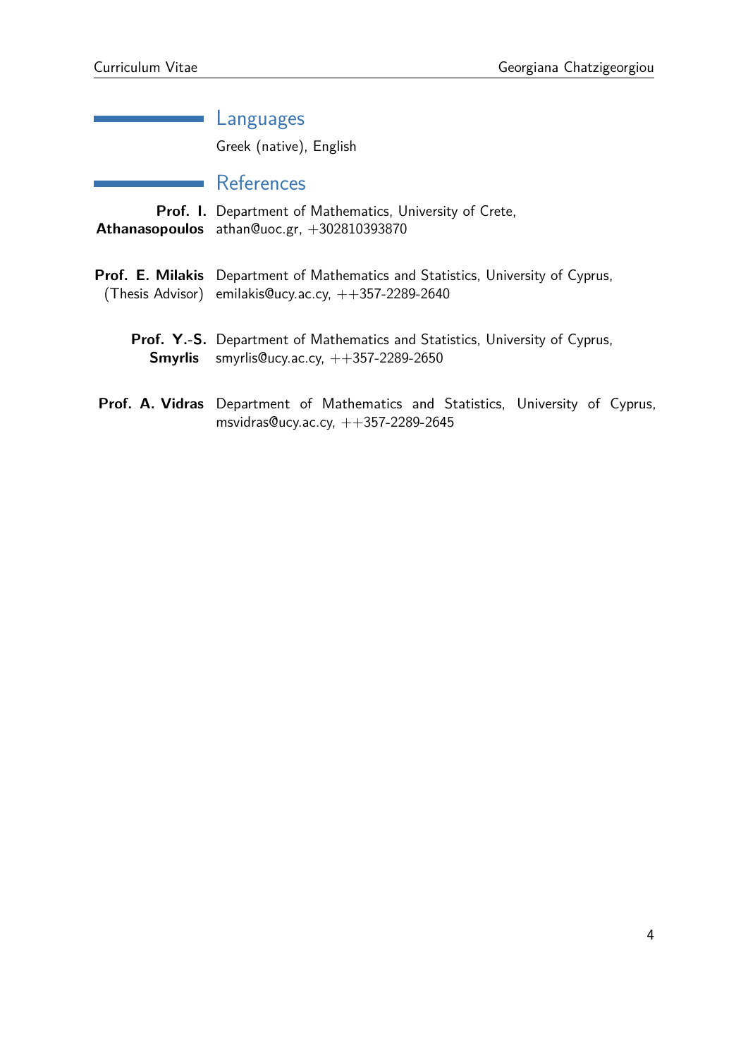## Languages

Greek (native), English

## References

**Prof. I. Athanasopoulos** Department of Mathematics, University of Crete, athan@uoc.gr, +302810393870

**Prof. E. Milakis** (Thesis Advisor) Department of Mathematics and Statistics, University of Cyprus, emilakis@ucy.ac.cy, ++357-2289-2640

**Prof. Y.-S. Smyrlis** Department of Mathematics and Statistics, University of Cyprus, smyrlis@ucy.ac.cy, ++357-2289-2650

**Prof. A. Vidras** Department of Mathematics and Statistics, University of Cyprus, msvidras@ucy.ac.cy, ++357-2289-2645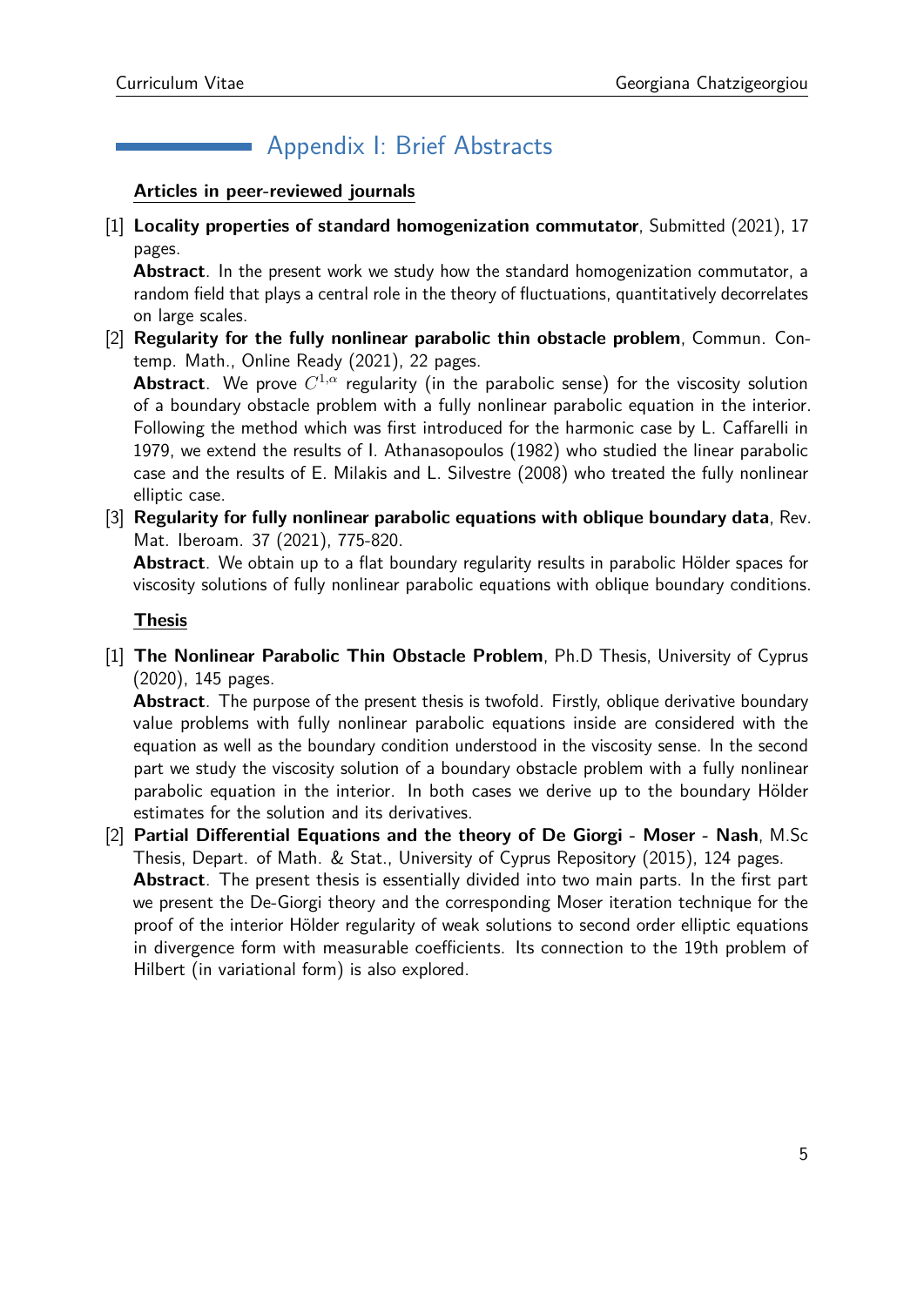## Appendix I: Brief Abstracts

### Articles in peer-reviewed journals

[1] **Locality properties of standard homogenization commutator**, Submitted (2021), 17 pages.
**Abstract**. In the present work we study how the standard homogenization commutator, a random field that plays a central role in the theory of fluctuations, quantitatively decorrelates on large scales.

[2] **Regularity for the fully nonlinear parabolic thin obstacle problem**, Commun. Contemp. Math., Online Ready (2021), 22 pages.
**Abstract**. We prove $C^{1,\alpha}$ regularity (in the parabolic sense) for the viscosity solution of a boundary obstacle problem with a fully nonlinear parabolic equation in the interior. Following the method which was first introduced for the harmonic case by L. Caffarelli in 1979, we extend the results of I. Athanasopoulos (1982) who studied the linear parabolic case and the results of E. Milakis and L. Silvestre (2008) who treated the fully nonlinear elliptic case.

[3] **Regularity for fully nonlinear parabolic equations with oblique boundary data**, Rev. Mat. Iberoam. 37 (2021), 775-820.
**Abstract**. We obtain up to a flat boundary regularity results in parabolic Hölder spaces for viscosity solutions of fully nonlinear parabolic equations with oblique boundary conditions.

### Thesis

[1] **The Nonlinear Parabolic Thin Obstacle Problem**, Ph.D Thesis, University of Cyprus (2020), 145 pages.
**Abstract**. The purpose of the present thesis is twofold. Firstly, oblique derivative boundary value problems with fully nonlinear parabolic equations inside are considered with the equation as well as the boundary condition understood in the viscosity sense. In the second part we study the viscosity solution of a boundary obstacle problem with a fully nonlinear parabolic equation in the interior. In both cases we derive up to the boundary Hölder estimates for the solution and its derivatives.

[2] **Partial Differential Equations and the theory of De Giorgi - Moser - Nash**, M.Sc Thesis, Depart. of Math. & Stat., University of Cyprus Repository (2015), 124 pages.
**Abstract**. The present thesis is essentially divided into two main parts. In the first part we present the De-Giorgi theory and the corresponding Moser iteration technique for the proof of the interior Hölder regularity of weak solutions to second order elliptic equations in divergence form with measurable coefficients. Its connection to the 19th problem of Hilbert (in variational form) is also explored.